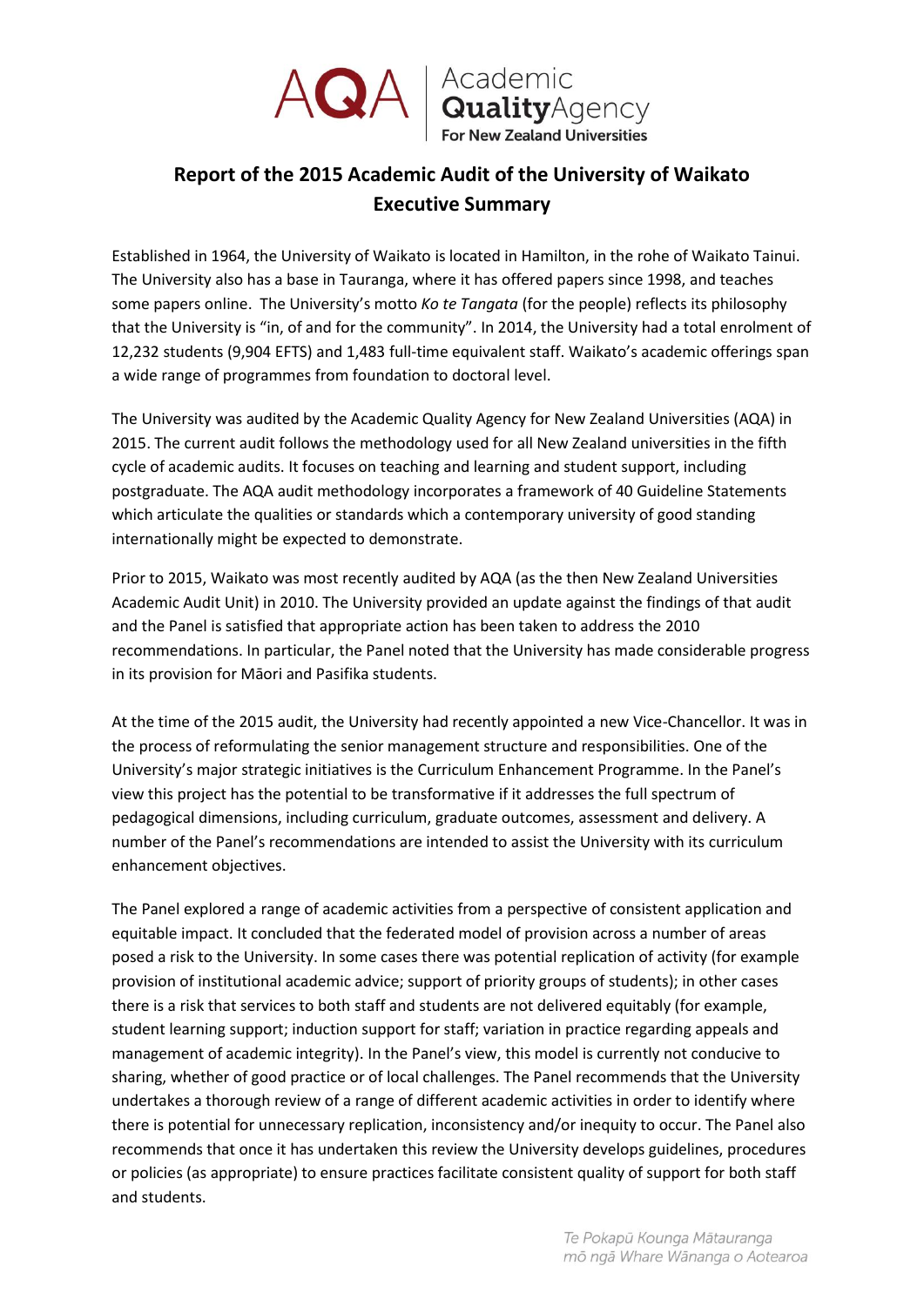# Report of the 2015 Academic Audit of the University of Waikato
## Executive Summary

Established in 1964, the University of Waikato is located in Hamilton, in the rohe of Waikato Tainui. The University also has a base in Tauranga, where it has offered papers since 1998, and teaches some papers online. The University's motto *Ko te Tangata* (for the people) reflects its philosophy that the University is "in, of and for the community". In 2014, the University had a total enrolment of 12,232 students (9,904 EFTS) and 1,483 full-time equivalent staff. Waikato's academic offerings span a wide range of programmes from foundation to doctoral level.

The University was audited by the Academic Quality Agency for New Zealand Universities (AQA) in 2015. The current audit follows the methodology used for all New Zealand universities in the fifth cycle of academic audits. It focuses on teaching and learning and student support, including postgraduate. The AQA audit methodology incorporates a framework of 40 Guideline Statements which articulate the qualities or standards which a contemporary university of good standing internationally might be expected to demonstrate.

Prior to 2015, Waikato was most recently audited by AQA (as the then New Zealand Universities Academic Audit Unit) in 2010. The University provided an update against the findings of that audit and the Panel is satisfied that appropriate action has been taken to address the 2010 recommendations. In particular, the Panel noted that the University has made considerable progress in its provision for Māori and Pasifika students.

At the time of the 2015 audit, the University had recently appointed a new Vice-Chancellor. It was in the process of reformulating the senior management structure and responsibilities. One of the University's major strategic initiatives is the Curriculum Enhancement Programme. In the Panel's view this project has the potential to be transformative if it addresses the full spectrum of pedagogical dimensions, including curriculum, graduate outcomes, assessment and delivery. A number of the Panel's recommendations are intended to assist the University with its curriculum enhancement objectives.

The Panel explored a range of academic activities from a perspective of consistent application and equitable impact. It concluded that the federated model of provision across a number of areas posed a risk to the University. In some cases there was potential replication of activity (for example provision of institutional academic advice; support of priority groups of students); in other cases there is a risk that services to both staff and students are not delivered equitably (for example, student learning support; induction support for staff; variation in practice regarding appeals and management of academic integrity). In the Panel's view, this model is currently not conducive to sharing, whether of good practice or of local challenges. The Panel recommends that the University undertakes a thorough review of a range of different academic activities in order to identify where there is potential for unnecessary replication, inconsistency and/or inequity to occur. The Panel also recommends that once it has undertaken this review the University develops guidelines, procedures or policies (as appropriate) to ensure practices facilitate consistent quality of support for both staff and students.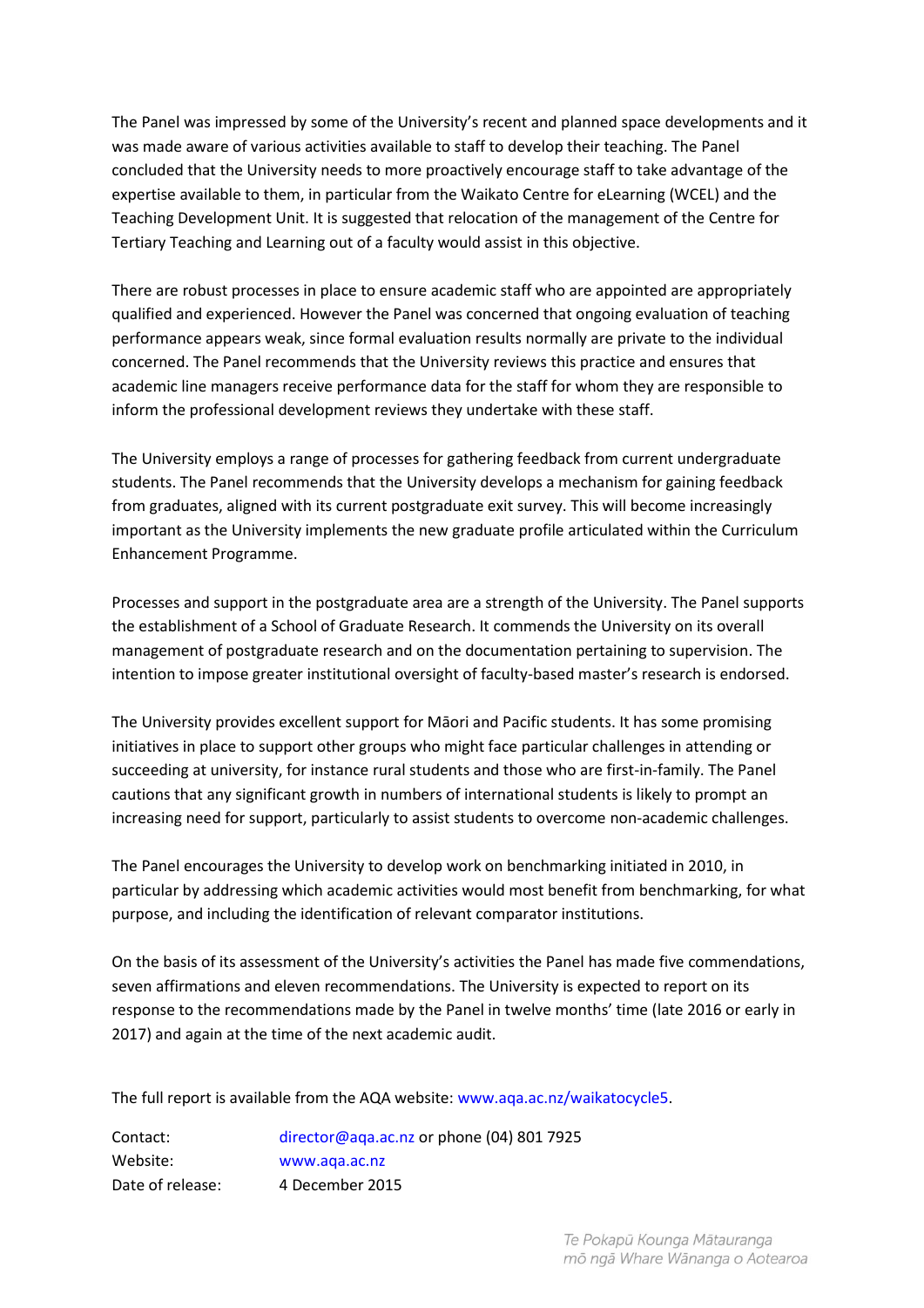The Panel was impressed by some of the University's recent and planned space developments and it was made aware of various activities available to staff to develop their teaching. The Panel concluded that the University needs to more proactively encourage staff to take advantage of the expertise available to them, in particular from the Waikato Centre for eLearning (WCEL) and the Teaching Development Unit. It is suggested that relocation of the management of the Centre for Tertiary Teaching and Learning out of a faculty would assist in this objective.

There are robust processes in place to ensure academic staff who are appointed are appropriately qualified and experienced. However the Panel was concerned that ongoing evaluation of teaching performance appears weak, since formal evaluation results normally are private to the individual concerned. The Panel recommends that the University reviews this practice and ensures that academic line managers receive performance data for the staff for whom they are responsible to inform the professional development reviews they undertake with these staff.

The University employs a range of processes for gathering feedback from current undergraduate students. The Panel recommends that the University develops a mechanism for gaining feedback from graduates, aligned with its current postgraduate exit survey. This will become increasingly important as the University implements the new graduate profile articulated within the Curriculum Enhancement Programme.

Processes and support in the postgraduate area are a strength of the University. The Panel supports the establishment of a School of Graduate Research. It commends the University on its overall management of postgraduate research and on the documentation pertaining to supervision. The intention to impose greater institutional oversight of faculty-based master's research is endorsed.

The University provides excellent support for Māori and Pacific students. It has some promising initiatives in place to support other groups who might face particular challenges in attending or succeeding at university, for instance rural students and those who are first-in-family. The Panel cautions that any significant growth in numbers of international students is likely to prompt an increasing need for support, particularly to assist students to overcome non-academic challenges.

The Panel encourages the University to develop work on benchmarking initiated in 2010, in particular by addressing which academic activities would most benefit from benchmarking, for what purpose, and including the identification of relevant comparator institutions.

On the basis of its assessment of the University's activities the Panel has made five commendations, seven affirmations and eleven recommendations. The University is expected to report on its response to the recommendations made by the Panel in twelve months' time (late 2016 or early in 2017) and again at the time of the next academic audit.

The full report is available from the AQA website: www.aqa.ac.nz/waikatocycle5.

| | |
|---|---|
| Contact: | director@aqa.ac.nz or phone (04) 801 7925 |
| Website: | www.aqa.ac.nz |
| Date of release: | 4 December 2015 |

*Te Pokapū Kounga Mātauranga mō ngā Whare Wānanga o Aotearoa*